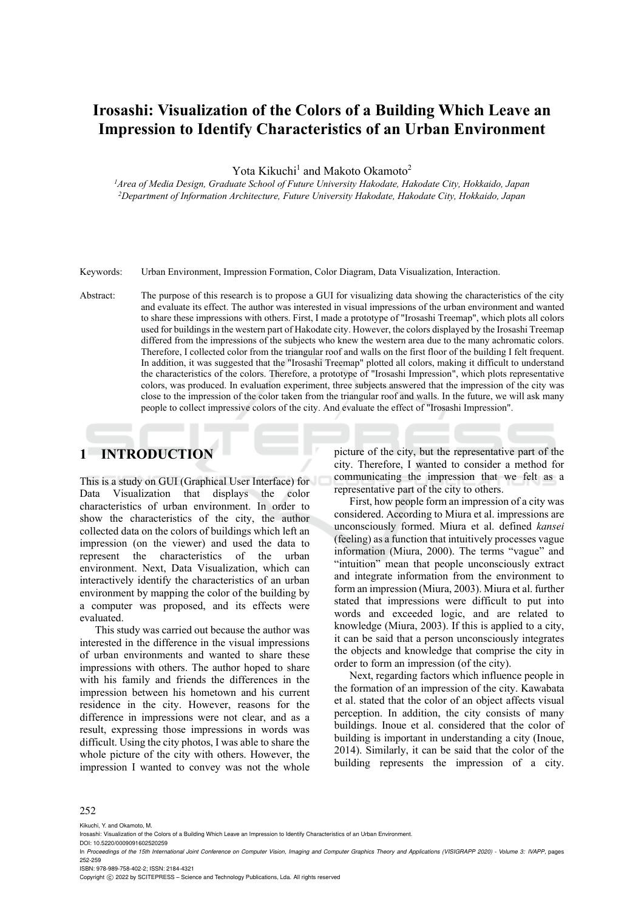# Irosashi: Visualization of the Colors of a Building Which Leave an Impression to Identify Characteristics of an Urban Environment

Yota Kikuchi[1] and Makoto Okamoto[2]

[1]*Area of Media Design, Graduate School of Future University Hakodate, Hakodate City, Hokkaido, Japan*
[2]*Department of Information Architecture, Future University Hakodate, Hakodate City, Hokkaido, Japan*

Keywords: Urban Environment, Impression Formation, Color Diagram, Data Visualization, Interaction.

Abstract: The purpose of this research is to propose a GUI for visualizing data showing the characteristics of the city and evaluate its effect. The author was interested in visual impressions of the urban environment and wanted to share these impressions with others. First, I made a prototype of "Irosashi Treemap", which plots all colors used for buildings in the western part of Hakodate city. However, the colors displayed by the Irosashi Treemap differed from the impressions of the subjects who knew the western area due to the many achromatic colors. Therefore, I collected color from the triangular roof and walls on the first floor of the building I felt frequent. In addition, it was suggested that the "Irosashi Treemap" plotted all colors, making it difficult to understand the characteristics of the colors. Therefore, a prototype of "Irosashi Impression", which plots representative colors, was produced. In evaluation experiment, three subjects answered that the impression of the city was close to the impression of the color taken from the triangular roof and walls. In the future, we will ask many people to collect impressive colors of the city. And evaluate the effect of "Irosashi Impression".

## 1 INTRODUCTION

This is a study on GUI (Graphical User Interface) for Data Visualization that displays the color characteristics of urban environment. In order to show the characteristics of the city, the author collected data on the colors of buildings which left an impression (on the viewer) and used the data to represent the characteristics of the urban environment. Next, Data Visualization, which can interactively identify the characteristics of an urban environment by mapping the color of the building by a computer was proposed, and its effects were evaluated.

This study was carried out because the author was interested in the difference in the visual impressions of urban environments and wanted to share these impressions with others. The author hoped to share with his family and friends the differences in the impression between his hometown and his current residence in the city. However, reasons for the difference in impressions were not clear, and as a result, expressing those impressions in words was difficult. Using the city photos, I was able to share the whole picture of the city with others. However, the impression I wanted to convey was not the whole picture of the city, but the representative part of the city. Therefore, I wanted to consider a method for communicating the impression that we felt as a representative part of the city to others.

First, how people form an impression of a city was considered. According to Miura et al. impressions are unconsciously formed. Miura et al. defined *kansei* (feeling) as a function that intuitively processes vague information (Miura, 2000). The terms "vague" and "intuition" mean that people unconsciously extract and integrate information from the environment to form an impression (Miura, 2003). Miura et al. further stated that impressions were difficult to put into words and exceeded logic, and are related to knowledge (Miura, 2003). If this is applied to a city, it can be said that a person unconsciously integrates the objects and knowledge that comprise the city in order to form an impression (of the city).

Next, regarding factors which influence people in the formation of an impression of the city. Kawabata et al. stated that the color of an object affects visual perception. In addition, the city consists of many buildings. Inoue et al. considered that the color of building is important in understanding a city (Inoue, 2014). Similarly, it can be said that the color of the building represents the impression of a city.

Kikuchi, Y. and Okamoto, M.
Irosashi: Visualization of the Colors of a Building Which Leave an Impression to Identify Characteristics of an Urban Environment.
DOI: 10.5220/0009091602520259
In *Proceedings of the 15th International Joint Conference on Computer Vision, Imaging and Computer Graphics Theory and Applications (VISIGRAPP 2020) - Volume 3: IVAPP*, pages 252-259
ISBN: 978-989-758-402-2; ISSN: 2184-4321
Copyright © 2022 by SCITEPRESS – Science and Technology Publications, Lda. All rights reserved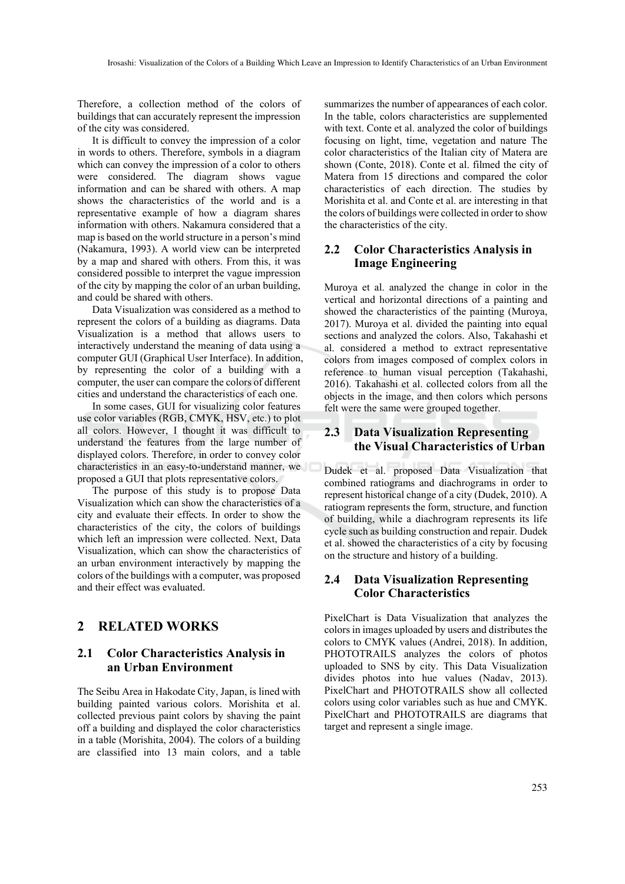Therefore, a collection method of the colors of buildings that can accurately represent the impression of the city was considered.

It is difficult to convey the impression of a color in words to others. Therefore, symbols in a diagram which can convey the impression of a color to others were considered. The diagram shows vague information and can be shared with others. A map shows the characteristics of the world and is a representative example of how a diagram shares information with others. Nakamura considered that a map is based on the world structure in a person's mind (Nakamura, 1993). A world view can be interpreted by a map and shared with others. From this, it was considered possible to interpret the vague impression of the city by mapping the color of an urban building, and could be shared with others.

Data Visualization was considered as a method to represent the colors of a building as diagrams. Data Visualization is a method that allows users to interactively understand the meaning of data using a computer GUI (Graphical User Interface). In addition, by representing the color of a building with a computer, the user can compare the colors of different cities and understand the characteristics of each one.

In some cases, GUI for visualizing color features use color variables (RGB, CMYK, HSV, etc.) to plot all colors. However, I thought it was difficult to understand the features from the large number of displayed colors. Therefore, in order to convey color characteristics in an easy-to-understand manner, we proposed a GUI that plots representative colors.

The purpose of this study is to propose Data Visualization which can show the characteristics of a city and evaluate their effects. In order to show the characteristics of the city, the colors of buildings which left an impression were collected. Next, Data Visualization, which can show the characteristics of an urban environment interactively by mapping the colors of the buildings with a computer, was proposed and their effect was evaluated.

# 2 RELATED WORKS

## 2.1 Color Characteristics Analysis in an Urban Environment

The Seibu Area in Hakodate City, Japan, is lined with building painted various colors. Morishita et al. collected previous paint colors by shaving the paint off a building and displayed the color characteristics in a table (Morishita, 2004). The colors of a building are classified into 13 main colors, and a table summarizes the number of appearances of each color. In the table, colors characteristics are supplemented with text. Conte et al. analyzed the color of buildings focusing on light, time, vegetation and nature The color characteristics of the Italian city of Matera are shown (Conte, 2018). Conte et al. filmed the city of Matera from 15 directions and compared the color characteristics of each direction. The studies by Morishita et al. and Conte et al. are interesting in that the colors of buildings were collected in order to show the characteristics of the city.

## 2.2 Color Characteristics Analysis in Image Engineering

Muroya et al. analyzed the change in color in the vertical and horizontal directions of a painting and showed the characteristics of the painting (Muroya, 2017). Muroya et al. divided the painting into equal sections and analyzed the colors. Also, Takahashi et al. considered a method to extract representative colors from images composed of complex colors in reference to human visual perception (Takahashi, 2016). Takahashi et al. collected colors from all the objects in the image, and then colors which persons felt were the same were grouped together.

## 2.3 Data Visualization Representing the Visual Characteristics of Urban

Dudek et al. proposed Data Visualization that combined ratiograms and diachrograms in order to represent historical change of a city (Dudek, 2010). A ratiogram represents the form, structure, and function of building, while a diachrogram represents its life cycle such as building construction and repair. Dudek et al. showed the characteristics of a city by focusing on the structure and history of a building.

## 2.4 Data Visualization Representing Color Characteristics

PixelChart is Data Visualization that analyzes the colors in images uploaded by users and distributes the colors to CMYK values (Andrei, 2018). In addition, PHOTOTRAILS analyzes the colors of photos uploaded to SNS by city. This Data Visualization divides photos into hue values (Nadav, 2013). PixelChart and PHOTOTRAILS show all collected colors using color variables such as hue and CMYK. PixelChart and PHOTOTRAILS are diagrams that target and represent a single image.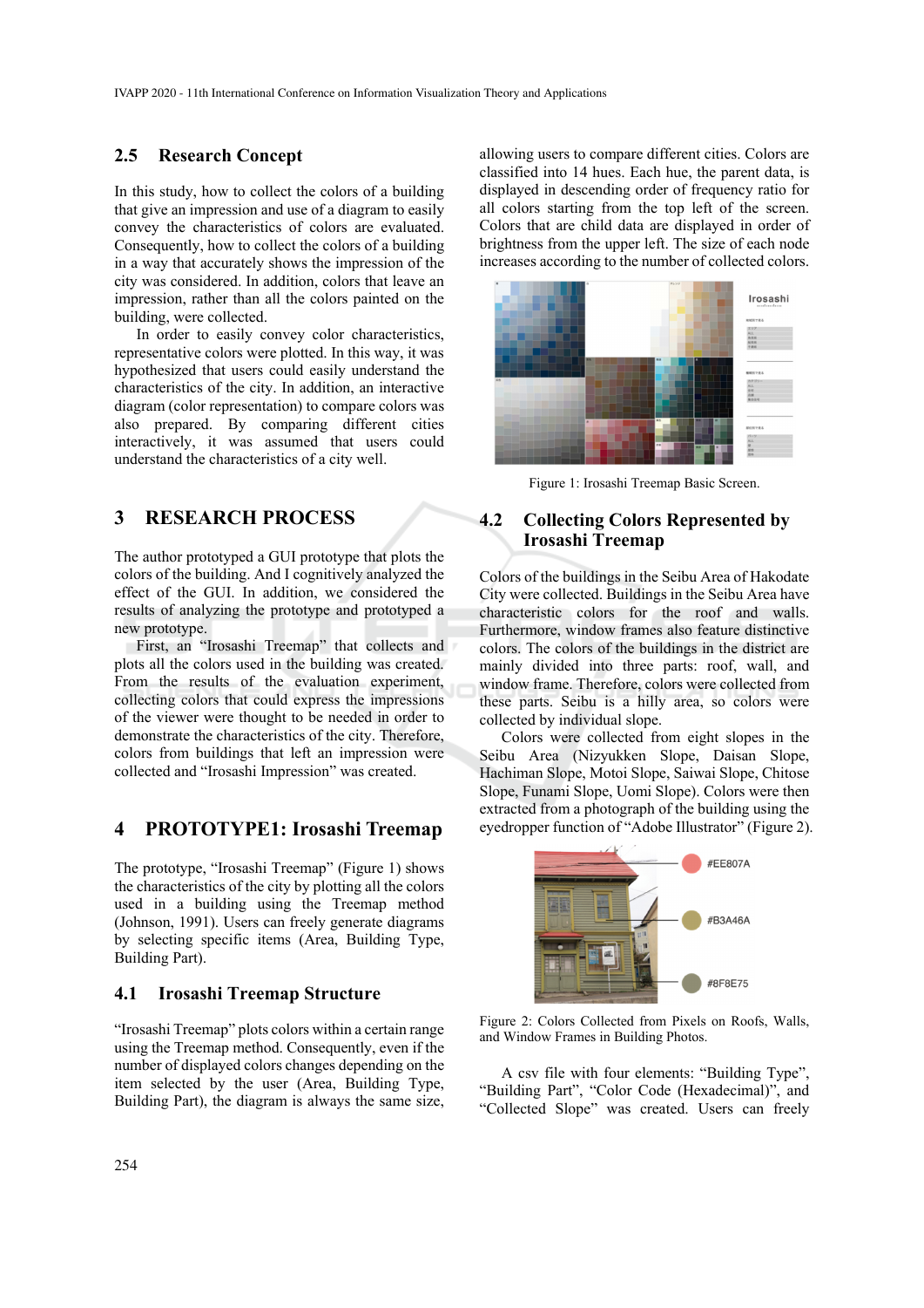### 2.5 Research Concept

In this study, how to collect the colors of a building that give an impression and use of a diagram to easily convey the characteristics of colors are evaluated. Consequently, how to collect the colors of a building in a way that accurately shows the impression of the city was considered. In addition, colors that leave an impression, rather than all the colors painted on the building, were collected.

In order to easily convey color characteristics, representative colors were plotted. In this way, it was hypothesized that users could easily understand the characteristics of the city. In addition, an interactive diagram (color representation) to compare colors was also prepared. By comparing different cities interactively, it was assumed that users could understand the characteristics of a city well.

## 3 RESEARCH PROCESS

The author prototyped a GUI prototype that plots the colors of the building. And I cognitively analyzed the effect of the GUI. In addition, we considered the results of analyzing the prototype and prototyped a new prototype.

First, an "Irosashi Treemap" that collects and plots all the colors used in the building was created. From the results of the evaluation experiment, collecting colors that could express the impressions of the viewer were thought to be needed in order to demonstrate the characteristics of the city. Therefore, colors from buildings that left an impression were collected and "Irosashi Impression" was created.

## 4 PROTOTYPE1: Irosashi Treemap

The prototype, "Irosashi Treemap" (Figure 1) shows the characteristics of the city by plotting all the colors used in a building using the Treemap method (Johnson, 1991). Users can freely generate diagrams by selecting specific items (Area, Building Type, Building Part).

### 4.1 Irosashi Treemap Structure

"Irosashi Treemap" plots colors within a certain range using the Treemap method. Consequently, even if the number of displayed colors changes depending on the item selected by the user (Area, Building Type, Building Part), the diagram is always the same size, allowing users to compare different cities. Colors are classified into 14 hues. Each hue, the parent data, is displayed in descending order of frequency ratio for all colors starting from the top left of the screen. Colors that are child data are displayed in order of brightness from the upper left. The size of each node increases according to the number of collected colors.

Figure 1: Irosashi Treemap Basic Screen.

### 4.2 Collecting Colors Represented by Irosashi Treemap

Colors of the buildings in the Seibu Area of Hakodate City were collected. Buildings in the Seibu Area have characteristic colors for the roof and walls. Furthermore, window frames also feature distinctive colors. The colors of the buildings in the district are mainly divided into three parts: roof, wall, and window frame. Therefore, colors were collected from these parts. Seibu is a hilly area, so colors were collected by individual slope.

Colors were collected from eight slopes in the Seibu Area (Nizyukken Slope, Daisan Slope, Hachiman Slope, Motoi Slope, Saiwai Slope, Chitose Slope, Funami Slope, Uomi Slope). Colors were then extracted from a photograph of the building using the eyedropper function of "Adobe Illustrator" (Figure 2).

Figure 2: Colors Collected from Pixels on Roofs, Walls, and Window Frames in Building Photos.

A csv file with four elements: "Building Type", "Building Part", "Color Code (Hexadecimal)", and "Collected Slope" was created. Users can freely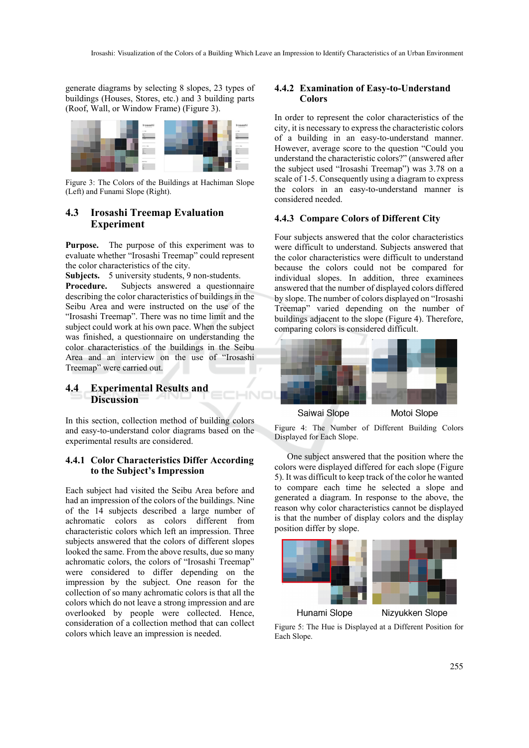generate diagrams by selecting 8 slopes, 23 types of buildings (Houses, Stores, etc.) and 3 building parts (Roof, Wall, or Window Frame) (Figure 3).

Figure 3: The Colors of the Buildings at Hachiman Slope (Left) and Funami Slope (Right).

### 4.3 Irosashi Treemap Evaluation Experiment

**Purpose.** The purpose of this experiment was to evaluate whether "Irosashi Treemap" could represent the color characteristics of the city.

**Subjects.** 5 university students, 9 non-students.

**Procedure.** Subjects answered a questionnaire describing the color characteristics of buildings in the Seibu Area and were instructed on the use of the "Irosashi Treemap". There was no time limit and the subject could work at his own pace. When the subject was finished, a questionnaire on understanding the color characteristics of the buildings in the Seibu Area and an interview on the use of "Irosashi Treemap" were carried out.

### 4.4 Experimental Results and Discussion

In this section, collection method of building colors and easy-to-understand color diagrams based on the experimental results are considered.

#### 4.4.1 Color Characteristics Differ According to the Subject's Impression

Each subject had visited the Seibu Area before and had an impression of the colors of the buildings. Nine of the 14 subjects described a large number of achromatic colors as colors different from characteristic colors which left an impression. Three subjects answered that the colors of different slopes looked the same. From the above results, due so many achromatic colors, the colors of "Irosashi Treemap" were considered to differ depending on the impression by the subject. One reason for the collection of so many achromatic colors is that all the colors which do not leave a strong impression and are overlooked by people were collected. Hence, consideration of a collection method that can collect colors which leave an impression is needed.

#### 4.4.2 Examination of Easy-to-Understand Colors

In order to represent the color characteristics of the city, it is necessary to express the characteristic colors of a building in an easy-to-understand manner. However, average score to the question "Could you understand the characteristic colors?" (answered after the subject used "Irosashi Treemap") was 3.78 on a scale of 1-5. Consequently using a diagram to express the colors in an easy-to-understand manner is considered needed.

#### 4.4.3 Compare Colors of Different City

Four subjects answered that the color characteristics were difficult to understand. Subjects answered that the color characteristics were difficult to understand because the colors could not be compared for individual slopes. In addition, three examinees answered that the number of displayed colors differed by slope. The number of colors displayed on "Irosashi Treemap" varied depending on the number of buildings adjacent to the slope (Figure 4). Therefore, comparing colors is considered difficult.

Saiwai Slope　　Motoi Slope

Figure 4: The Number of Different Building Colors Displayed for Each Slope.

One subject answered that the position where the colors were displayed differed for each slope (Figure 5). It was difficult to keep track of the color he wanted to compare each time he selected a slope and generated a diagram. In response to the above, the reason why color characteristics cannot be displayed is that the number of display colors and the display position differ by slope.

Hunami Slope　　Nizyukken Slope

Figure 5: The Hue is Displayed at a Different Position for Each Slope.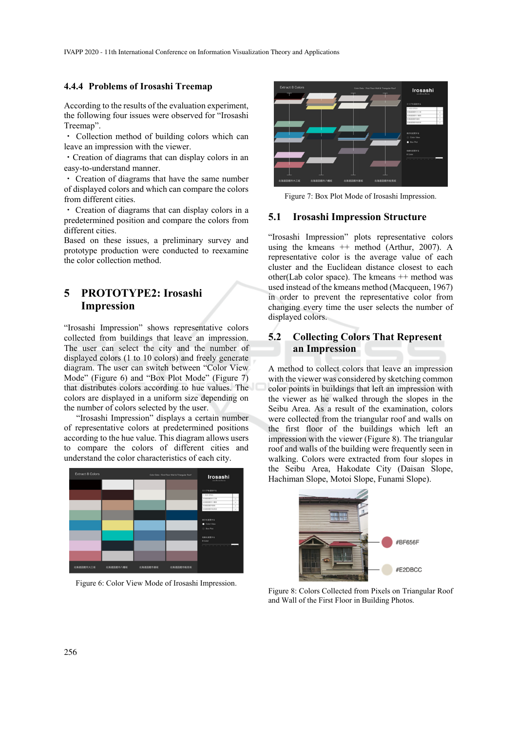### 4.4.4 Problems of Irosashi Treemap

According to the results of the evaluation experiment, the following four issues were observed for "Irosashi Treemap".

・ Collection method of building colors which can leave an impression with the viewer.

・Creation of diagrams that can display colors in an easy-to-understand manner.

・ Creation of diagrams that have the same number of displayed colors and which can compare the colors from different cities.

・ Creation of diagrams that can display colors in a predetermined position and compare the colors from different cities.

Based on these issues, a preliminary survey and prototype production were conducted to reexamine the color collection method.

## 5 PROTOTYPE2: Irosashi Impression

"Irosashi Impression" shows representative colors collected from buildings that leave an impression. The user can select the city and the number of displayed colors (1 to 10 colors) and freely generate diagram. The user can switch between "Color View Mode" (Figure 6) and "Box Plot Mode" (Figure 7) that distributes colors according to hue values. The colors are displayed in a uniform size depending on the number of colors selected by the user.

"Irosashi Impression" displays a certain number of representative colors at predetermined positions according to the hue value. This diagram allows users to compare the colors of different cities and understand the color characteristics of each city.

Figure 6: Color View Mode of Irosashi Impression.

Figure 7: Box Plot Mode of Irosashi Impression.

### 5.1 Irosashi Impression Structure

"Irosashi Impression" plots representative colors using the kmeans ++ method (Arthur, 2007). A representative color is the average value of each cluster and the Euclidean distance closest to each other(Lab color space). The kmeans ++ method was used instead of the kmeans method (Macqueen, 1967) in order to prevent the representative color from changing every time the user selects the number of displayed colors.

### 5.2 Collecting Colors That Represent an Impression

A method to collect colors that leave an impression with the viewer was considered by sketching common color points in buildings that left an impression with the viewer as he walked through the slopes in the Seibu Area. As a result of the examination, colors were collected from the triangular roof and walls on the first floor of the buildings which left an impression with the viewer (Figure 8). The triangular roof and walls of the building were frequently seen in walking. Colors were extracted from four slopes in the Seibu Area, Hakodate City (Daisan Slope, Hachiman Slope, Motoi Slope, Funami Slope).

Figure 8: Colors Collected from Pixels on Triangular Roof and Wall of the First Floor in Building Photos.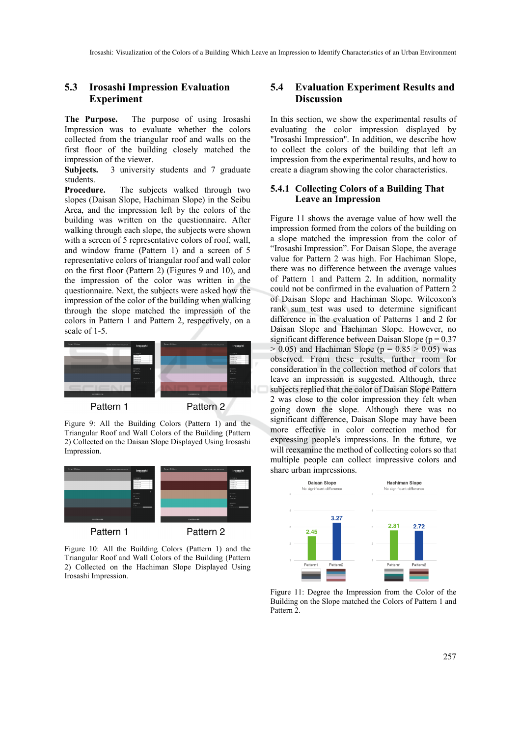## 5.3 Irosashi Impression Evaluation Experiment

**The Purpose.** The purpose of using Irosashi Impression was to evaluate whether the colors collected from the triangular roof and walls on the first floor of the building closely matched the impression of the viewer.

**Subjects.** 3 university students and 7 graduate students.

**Procedure.** The subjects walked through two slopes (Daisan Slope, Hachiman Slope) in the Seibu Area, and the impression left by the colors of the building was written on the questionnaire. After walking through each slope, the subjects were shown with a screen of 5 representative colors of roof, wall, and window frame (Pattern 1) and a screen of 5 representative colors of triangular roof and wall color on the first floor (Pattern 2) (Figures 9 and 10), and the impression of the color was written in the questionnaire. Next, the subjects were asked how the impression of the color of the building when walking through the slope matched the impression of the colors in Pattern 1 and Pattern 2, respectively, on a scale of 1-5.

Figure 9: All the Building Colors (Pattern 1) and the Triangular Roof and Wall Colors of the Building (Pattern 2) Collected on the Daisan Slope Displayed Using Irosashi Impression.

Figure 10: All the Building Colors (Pattern 1) and the Triangular Roof and Wall Colors of the Building (Pattern 2) Collected on the Hachiman Slope Displayed Using Irosashi Impression.

## 5.4 Evaluation Experiment Results and Discussion

In this section, we show the experimental results of evaluating the color impression displayed by "Irosashi Impression". In addition, we describe how to collect the colors of the building that left an impression from the experimental results, and how to create a diagram showing the color characteristics.

### 5.4.1 Collecting Colors of a Building That Leave an Impression

Figure 11 shows the average value of how well the impression formed from the colors of the building on a slope matched the impression from the color of "Irosashi Impression". For Daisan Slope, the average value for Pattern 2 was high. For Hachiman Slope, there was no difference between the average values of Pattern 1 and Pattern 2. In addition, normality could not be confirmed in the evaluation of Pattern 2 of Daisan Slope and Hachiman Slope. Wilcoxon's rank sum test was used to determine significant difference in the evaluation of Patterns 1 and 2 for Daisan Slope and Hachiman Slope. However, no significant difference between Daisan Slope ($p = 0.37 > 0.05$) and Hachiman Slope ($p = 0.85 > 0.05$) was observed. From these results, further room for consideration in the collection method of colors that leave an impression is suggested. Although, three subjects replied that the color of Daisan Slope Pattern 2 was close to the color impression they felt when going down the slope. Although there was no significant difference, Daisan Slope may have been more effective in color correction method for expressing people's impressions. In the future, we will reexamine the method of collecting colors so that multiple people can collect impressive colors and share urban impressions.

Figure 11: Degree the Impression from the Color of the Building on the Slope matched the Colors of Pattern 1 and Pattern 2.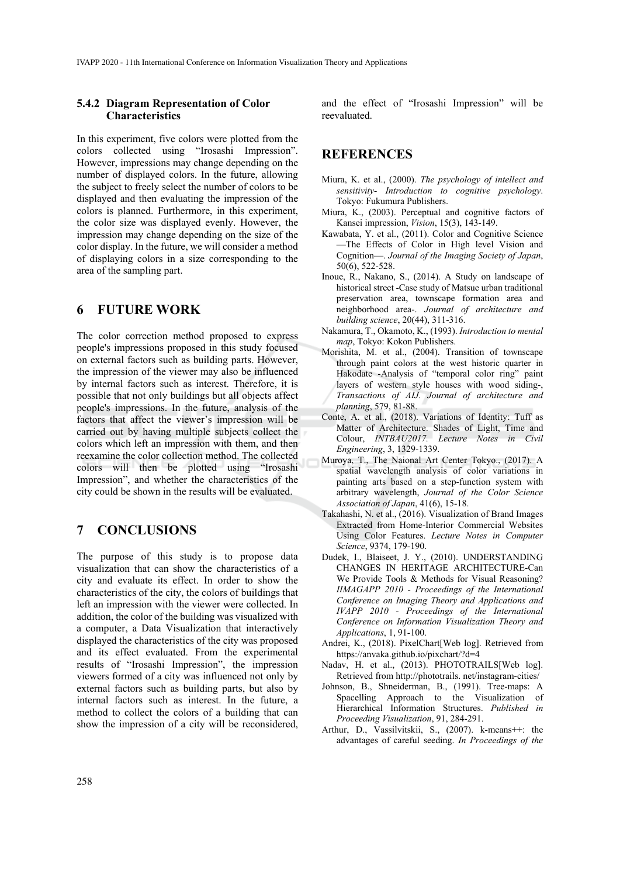### 5.4.2 Diagram Representation of Color Characteristics

In this experiment, five colors were plotted from the colors collected using "Irosashi Impression". However, impressions may change depending on the number of displayed colors. In the future, allowing the subject to freely select the number of colors to be displayed and then evaluating the impression of the colors is planned. Furthermore, in this experiment, the color size was displayed evenly. However, the impression may change depending on the size of the color display. In the future, we will consider a method of displaying colors in a size corresponding to the area of the sampling part.

## 6 FUTURE WORK

The color correction method proposed to express people's impressions proposed in this study focused on external factors such as building parts. However, the impression of the viewer may also be influenced by internal factors such as interest. Therefore, it is possible that not only buildings but all objects affect people's impressions. In the future, analysis of the factors that affect the viewer's impression will be carried out by having multiple subjects collect the colors which left an impression with them, and then reexamine the color collection method. The collected colors will then be plotted using "Irosashi Impression", and whether the characteristics of the city could be shown in the results will be evaluated.

## 7 CONCLUSIONS

The purpose of this study is to propose data visualization that can show the characteristics of a city and evaluate its effect. In order to show the characteristics of the city, the colors of buildings that left an impression with the viewer were collected. In addition, the color of the building was visualized with a computer, a Data Visualization that interactively displayed the characteristics of the city was proposed and its effect evaluated. From the experimental results of "Irosashi Impression", the impression viewers formed of a city was influenced not only by external factors such as building parts, but also by internal factors such as interest. In the future, a method to collect the colors of a building that can show the impression of a city will be reconsidered, and the effect of "Irosashi Impression" will be reevaluated.

## REFERENCES

Miura, K. et al., (2000). *The psychology of intellect and sensitivity- Introduction to cognitive psychology*. Tokyo: Fukumura Publishers.

Miura, K., (2003). Perceptual and cognitive factors of Kansei impression, *Vision*, 15(3), 143-149.

Kawabata, Y. et al., (2011). Color and Cognitive Science —The Effects of Color in High level Vision and Cognition—. *Journal of the Imaging Society of Japan*, 50(6), 522-528.

Inoue, R., Nakano, S., (2014). A Study on landscape of historical street -Case study of Matsue urban traditional preservation area, townscape formation area and neighborhood area-. *Journal of architecture and building science*, 20(44), 311-316.

Nakamura, T., Okamoto, K., (1993). *Introduction to mental map*, Tokyo: Kokon Publishers.

Morishita, M. et al., (2004). Transition of townscape through paint colors at the west historic quarter in Hakodate -Analysis of "temporal color ring" paint layers of western style houses with wood siding-, *Transactions of AIJ. Journal of architecture and planning*, 579, 81-88.

Conte, A. et al., (2018). Variations of Identity: Tuff as Matter of Architecture. Shades of Light, Time and Colour, *INTBAU2017. Lecture Notes in Civil Engineering*, 3, 1329-1339.

Muroya, T., The Naional Art Center Tokyo., (2017). A spatial wavelength analysis of color variations in painting arts based on a step-function system with arbitrary wavelength, *Journal of the Color Science Association of Japan*, 41(6), 15-18.

Takahashi, N. et al., (2016). Visualization of Brand Images Extracted from Home-Interior Commercial Websites Using Color Features. *Lecture Notes in Computer Science*, 9374, 179-190.

Dudek, I., Blaiseet, J. Y., (2010). UNDERSTANDING CHANGES IN HERITAGE ARCHITECTURE-Can We Provide Tools & Methods for Visual Reasoning? *IIMAGAPP 2010 - Proceedings of the International Conference on Imaging Theory and Applications and IVAPP 2010 - Proceedings of the International Conference on Information Visualization Theory and Applications*, 1, 91-100.

Andrei, K., (2018). PixelChart[Web log]. Retrieved from https://anvaka.github.io/pixchart/?d=4

Nadav, H. et al., (2013). PHOTOTRAILS[Web log]. Retrieved from http://phototrails. net/instagram-cities/

Johnson, B., Shneiderman, B., (1991). Tree-maps: A Spacelling Approach to the Visualization of Hierarchical Information Structures. *Published in Proceeding Visualization*, 91, 284-291.

Arthur, D., Vassilvitskii, S., (2007). k-means++: the advantages of careful seeding. *In Proceedings of the*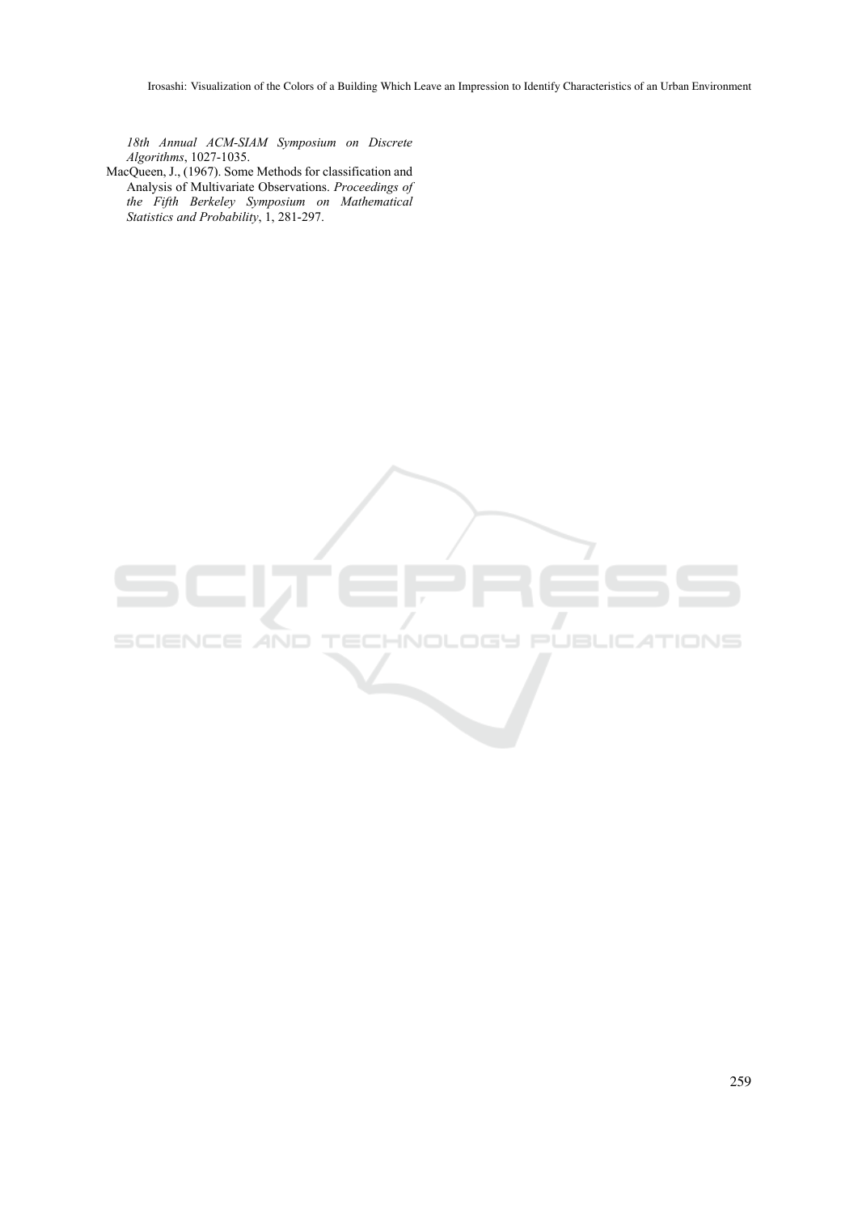*18th Annual ACM-SIAM Symposium on Discrete Algorithms*, 1027-1035.

MacQueen, J., (1967). Some Methods for classification and Analysis of Multivariate Observations. *Proceedings of the Fifth Berkeley Symposium on Mathematical Statistics and Probability*, 1, 281-297.